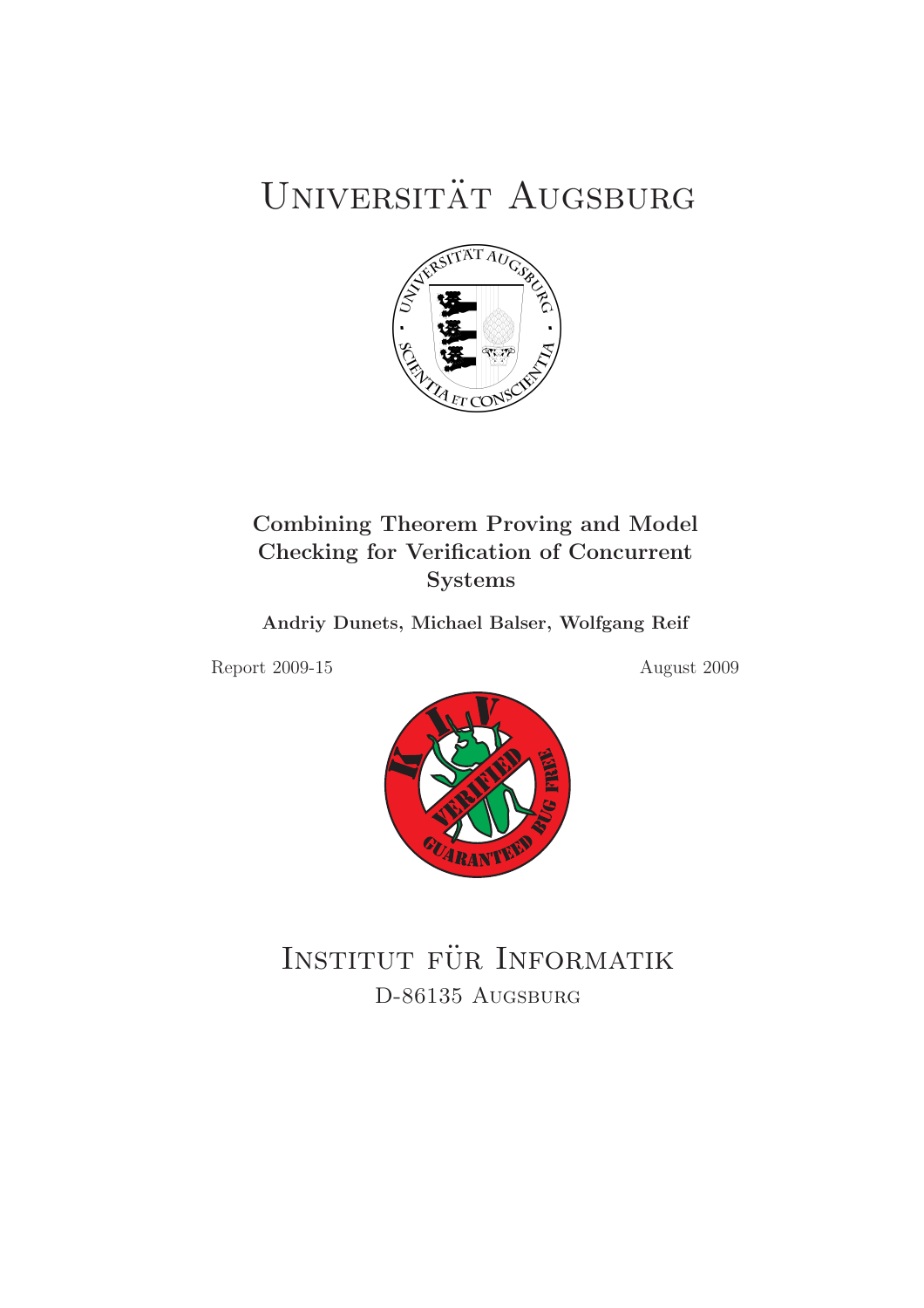# Universität Augsburg

## Combining Theorem Proving and Model Checking for Verification of Concurrent Systems

**Andriy Dunets, Michael Balser, Wolfgang Reif**

Report 2009-15

August 2009

# Institut für Informatik

D-86135 Augsburg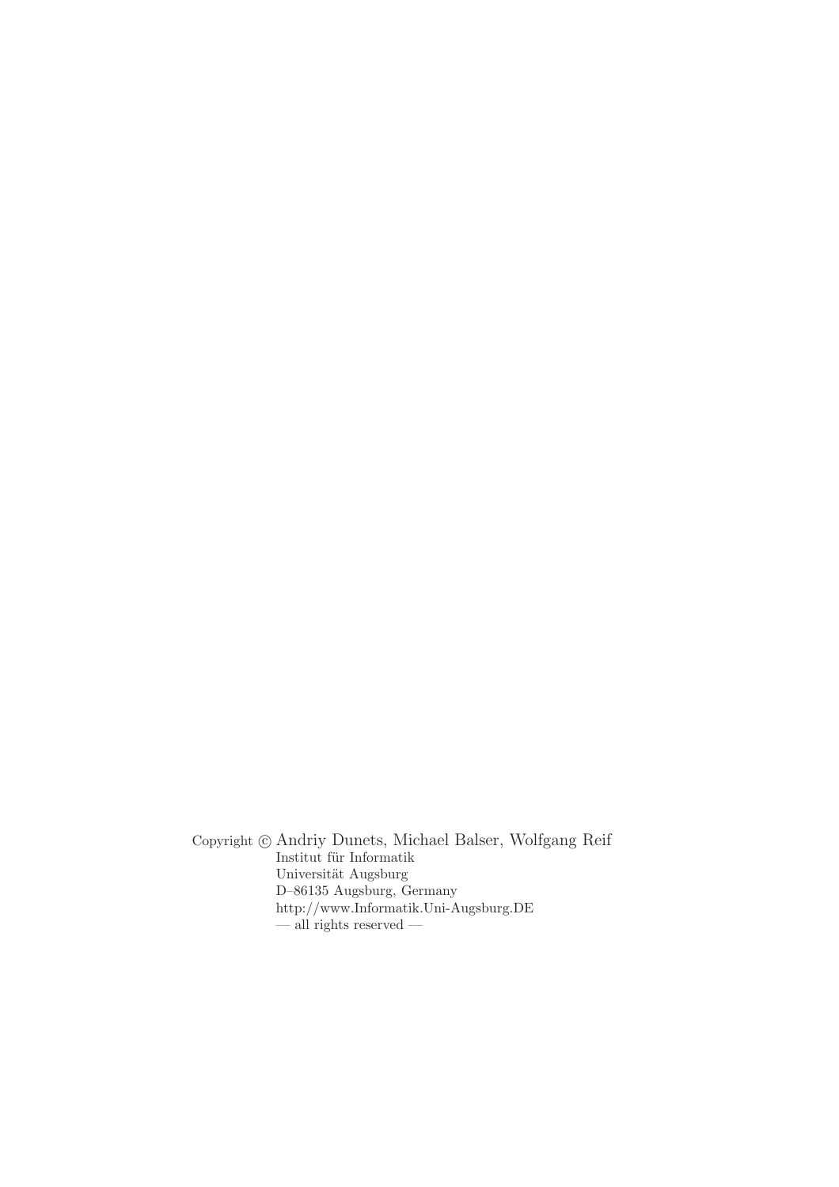Copyright © Andriy Dunets, Michael Balser, Wolfgang Reif
Institut für Informatik
Universität Augsburg
D–86135 Augsburg, Germany
http://www.Informatik.Uni-Augsburg.DE
— all rights reserved —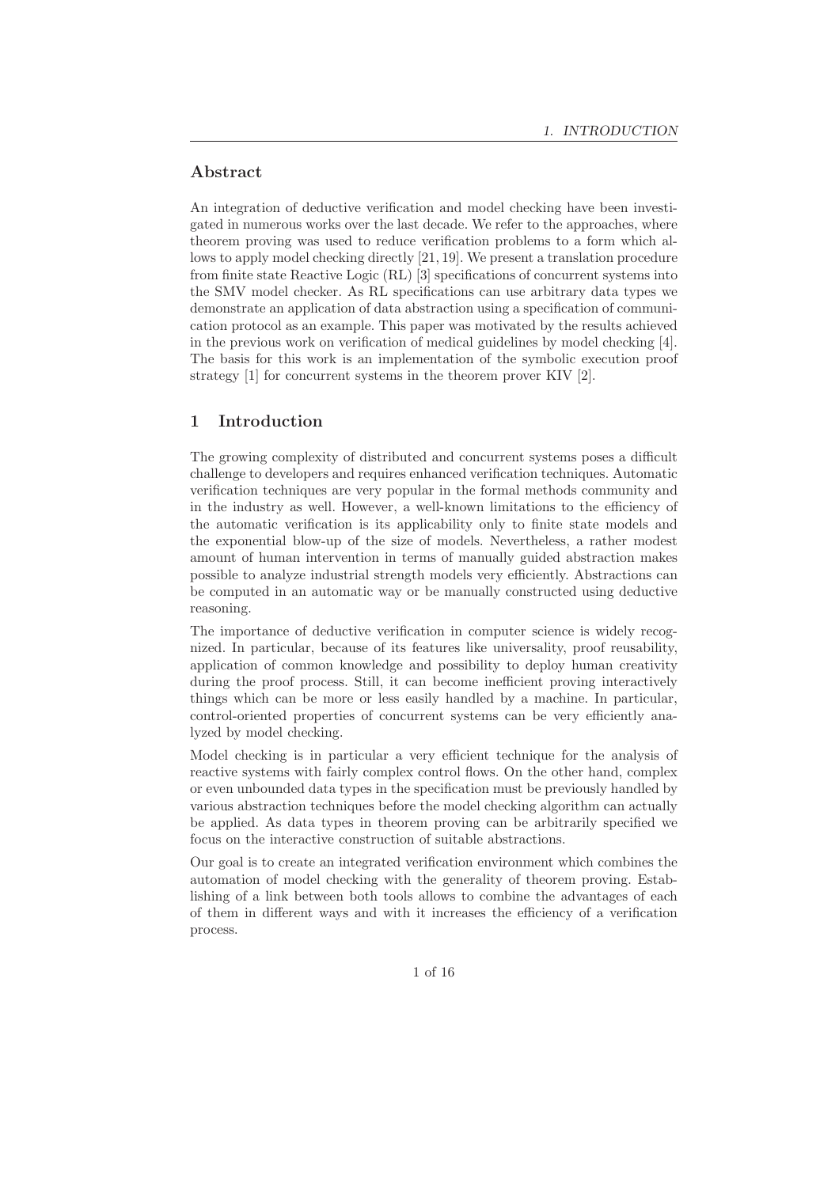## Abstract

An integration of deductive verification and model checking have been investigated in numerous works over the last decade. We refer to the approaches, where theorem proving was used to reduce verification problems to a form which allows to apply model checking directly [21, 19]. We present a translation procedure from finite state Reactive Logic (RL) [3] specifications of concurrent systems into the SMV model checker. As RL specifications can use arbitrary data types we demonstrate an application of data abstraction using a specification of communication protocol as an example. This paper was motivated by the results achieved in the previous work on verification of medical guidelines by model checking [4]. The basis for this work is an implementation of the symbolic execution proof strategy [1] for concurrent systems in the theorem prover KIV [2].

## 1 Introduction

The growing complexity of distributed and concurrent systems poses a difficult challenge to developers and requires enhanced verification techniques. Automatic verification techniques are very popular in the formal methods community and in the industry as well. However, a well-known limitations to the efficiency of the automatic verification is its applicability only to finite state models and the exponential blow-up of the size of models. Nevertheless, a rather modest amount of human intervention in terms of manually guided abstraction makes possible to analyze industrial strength models very efficiently. Abstractions can be computed in an automatic way or be manually constructed using deductive reasoning.

The importance of deductive verification in computer science is widely recognized. In particular, because of its features like universality, proof reusability, application of common knowledge and possibility to deploy human creativity during the proof process. Still, it can become inefficient proving interactively things which can be more or less easily handled by a machine. In particular, control-oriented properties of concurrent systems can be very efficiently analyzed by model checking.

Model checking is in particular a very efficient technique for the analysis of reactive systems with fairly complex control flows. On the other hand, complex or even unbounded data types in the specification must be previously handled by various abstraction techniques before the model checking algorithm can actually be applied. As data types in theorem proving can be arbitrarily specified we focus on the interactive construction of suitable abstractions.

Our goal is to create an integrated verification environment which combines the automation of model checking with the generality of theorem proving. Establishing of a link between both tools allows to combine the advantages of each of them in different ways and with it increases the efficiency of a verification process.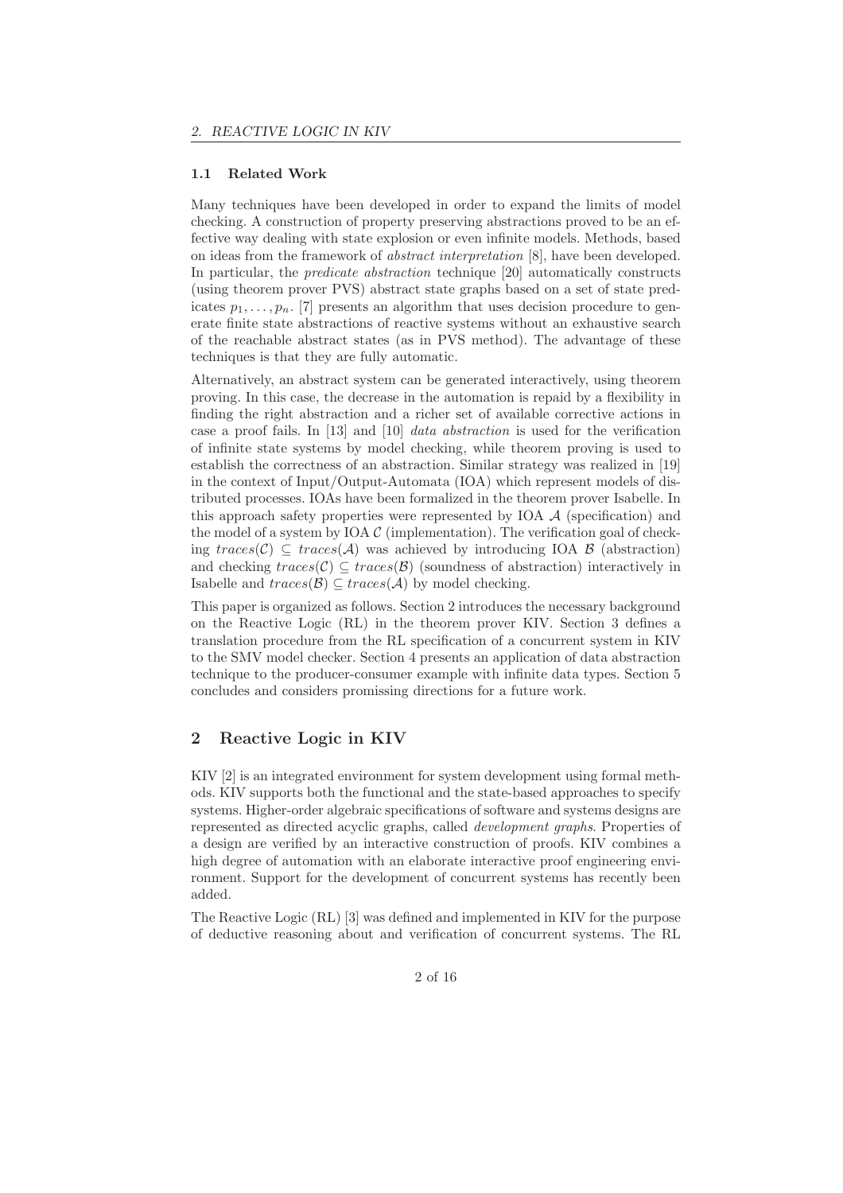### 1.1 Related Work

Many techniques have been developed in order to expand the limits of model checking. A construction of property preserving abstractions proved to be an effective way dealing with state explosion or even infinite models. Methods, based on ideas from the framework of *abstract interpretation* [8], have been developed. In particular, the *predicate abstraction* technique [20] automatically constructs (using theorem prover PVS) abstract state graphs based on a set of state predicates $p_1, \ldots, p_n$. [7] presents an algorithm that uses decision procedure to generate finite state abstractions of reactive systems without an exhaustive search of the reachable abstract states (as in PVS method). The advantage of these techniques is that they are fully automatic.

Alternatively, an abstract system can be generated interactively, using theorem proving. In this case, the decrease in the automation is repaid by a flexibility in finding the right abstraction and a richer set of available corrective actions in case a proof fails. In [13] and [10] *data abstraction* is used for the verification of infinite state systems by model checking, while theorem proving is used to establish the correctness of an abstraction. Similar strategy was realized in [19] in the context of Input/Output-Automata (IOA) which represent models of distributed processes. IOAs have been formalized in the theorem prover Isabelle. In this approach safety properties were represented by IOA $\mathcal{A}$ (specification) and the model of a system by IOA $\mathcal{C}$ (implementation). The verification goal of checking $traces(\mathcal{C}) \subseteq traces(\mathcal{A})$ was achieved by introducing IOA $\mathcal{B}$ (abstraction) and checking $traces(\mathcal{C}) \subseteq traces(\mathcal{B})$ (soundness of abstraction) interactively in Isabelle and $traces(\mathcal{B}) \subseteq traces(\mathcal{A})$ by model checking.

This paper is organized as follows. Section 2 introduces the necessary background on the Reactive Logic (RL) in the theorem prover KIV. Section 3 defines a translation procedure from the RL specification of a concurrent system in KIV to the SMV model checker. Section 4 presents an application of data abstraction technique to the producer-consumer example with infinite data types. Section 5 concludes and considers promissing directions for a future work.

## 2 Reactive Logic in KIV

KIV [2] is an integrated environment for system development using formal methods. KIV supports both the functional and the state-based approaches to specify systems. Higher-order algebraic specifications of software and systems designs are represented as directed acyclic graphs, called *development graphs*. Properties of a design are verified by an interactive construction of proofs. KIV combines a high degree of automation with an elaborate interactive proof engineering environment. Support for the development of concurrent systems has recently been added.

The Reactive Logic (RL) [3] was defined and implemented in KIV for the purpose of deductive reasoning about and verification of concurrent systems. The RL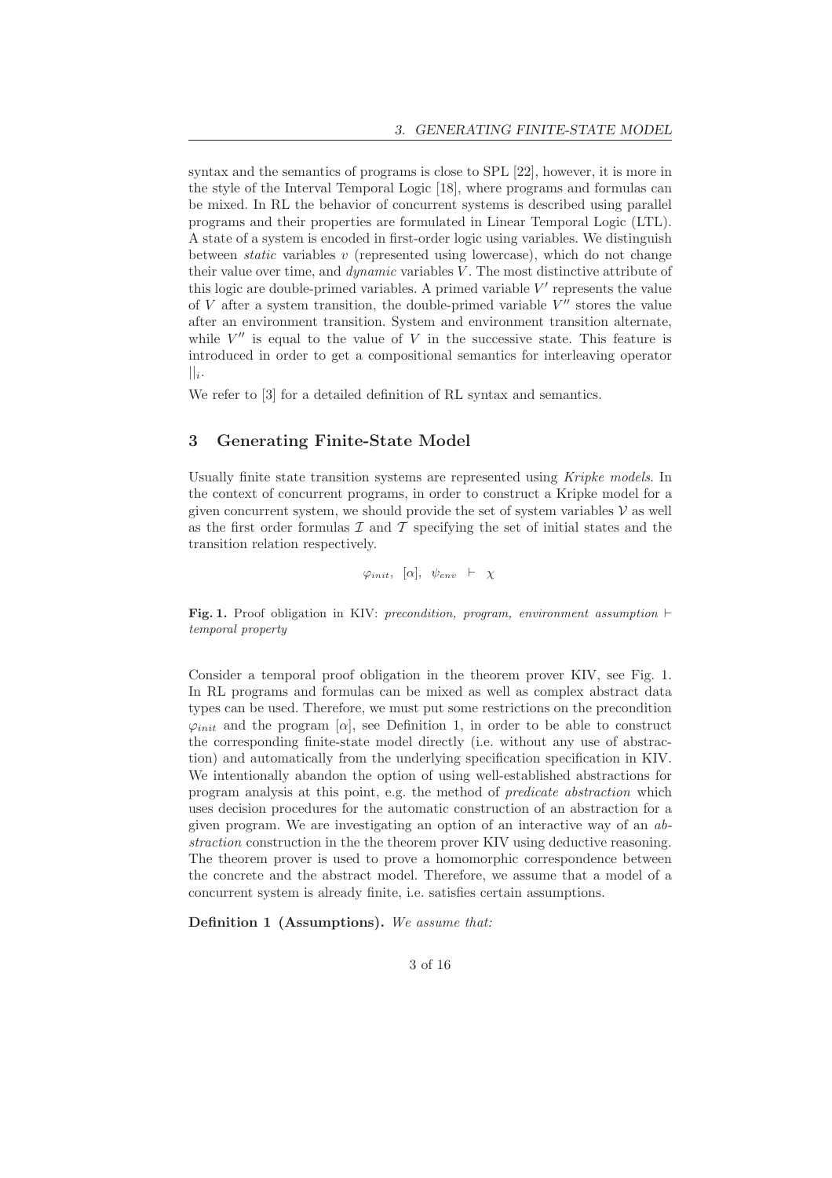syntax and the semantics of programs is close to SPL [22], however, it is more in the style of the Interval Temporal Logic [18], where programs and formulas can be mixed. In RL the behavior of concurrent systems is described using parallel programs and their properties are formulated in Linear Temporal Logic (LTL). A state of a system is encoded in first-order logic using variables. We distinguish between *static* variables $v$ (represented using lowercase), which do not change their value over time, and *dynamic* variables $V$. The most distinctive attribute of this logic are double-primed variables. A primed variable $V'$ represents the value of $V$ after a system transition, the double-primed variable $V''$ stores the value after an environment transition. System and environment transition alternate, while $V''$ is equal to the value of $V$ in the successive state. This feature is introduced in order to get a compositional semantics for interleaving operator $||_i$.

We refer to [3] for a detailed definition of RL syntax and semantics.

## 3 Generating Finite-State Model

Usually finite state transition systems are represented using *Kripke models*. In the context of concurrent programs, in order to construct a Kripke model for a given concurrent system, we should provide the set of system variables $\mathcal{V}$ as well as the first order formulas $\mathcal{I}$ and $\mathcal{T}$ specifying the set of initial states and the transition relation respectively.

$$\varphi_{init},\ \ [\alpha],\ \ \psi_{env}\ \ \vdash\ \ \chi$$

**Fig. 1.** Proof obligation in KIV: *precondition, program, environment assumption* $\vdash$ *temporal property*

Consider a temporal proof obligation in the theorem prover KIV, see Fig. 1. In RL programs and formulas can be mixed as well as complex abstract data types can be used. Therefore, we must put some restrictions on the precondition $\varphi_{init}$ and the program $[\alpha]$, see Definition 1, in order to be able to construct the corresponding finite-state model directly (i.e. without any use of abstraction) and automatically from the underlying specification specification in KIV. We intentionally abandon the option of using well-established abstractions for program analysis at this point, e.g. the method of *predicate abstraction* which uses decision procedures for the automatic construction of an abstraction for a given program. We are investigating an option of an interactive way of an *abstraction* construction in the the theorem prover KIV using deductive reasoning. The theorem prover is used to prove a homomorphic correspondence between the concrete and the abstract model. Therefore, we assume that a model of a concurrent system is already finite, i.e. satisfies certain assumptions.

**Definition 1 (Assumptions).** *We assume that:*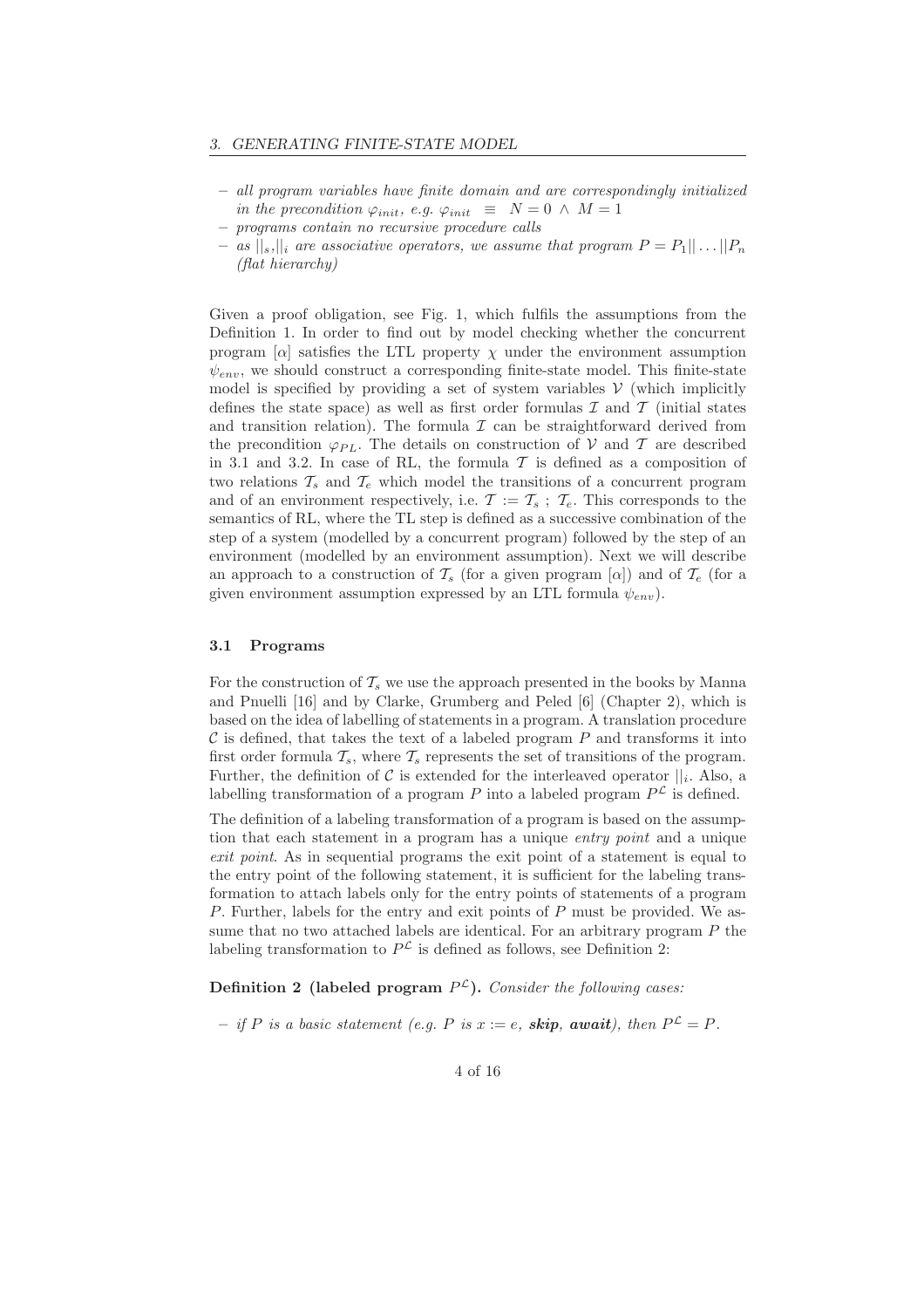- *all program variables have finite domain and are correspondingly initialized in the precondition $\varphi_{init}$, e.g.* $\varphi_{init} \equiv N = 0 \wedge M = 1$
- *programs contain no recursive procedure calls*
- *as $||_s, ||_i$ are associative operators, we assume that program $P = P_1|| \ldots ||P_n$ (flat hierarchy)*

Given a proof obligation, see Fig. 1, which fulfils the assumptions from the Definition 1. In order to find out by model checking whether the concurrent program $[\alpha]$ satisfies the LTL property $\chi$ under the environment assumption $\psi_{env}$, we should construct a corresponding finite-state model. This finite-state model is specified by providing a set of system variables $\mathcal{V}$ (which implicitly defines the state space) as well as first order formulas $\mathcal{I}$ and $\mathcal{T}$ (initial states and transition relation). The formula $\mathcal{I}$ can be straightforward derived from the precondition $\varphi_{PL}$. The details on construction of $\mathcal{V}$ and $\mathcal{T}$ are described in 3.1 and 3.2. In case of RL, the formula $\mathcal{T}$ is defined as a composition of two relations $\mathcal{T}_s$ and $\mathcal{T}_e$ which model the transitions of a concurrent program and of an environment respectively, i.e. $\mathcal{T} := \mathcal{T}_s \,;\, \mathcal{T}_e$. This corresponds to the semantics of RL, where the TL step is defined as a successive combination of the step of a system (modelled by a concurrent program) followed by the step of an environment (modelled by an environment assumption). Next we will describe an approach to a construction of $\mathcal{T}_s$ (for a given program $[\alpha]$) and of $\mathcal{T}_e$ (for a given environment assumption expressed by an LTL formula $\psi_{env}$).

### 3.1 Programs

For the construction of $\mathcal{T}_s$ we use the approach presented in the books by Manna and Pnuelli [16] and by Clarke, Grumberg and Peled [6] (Chapter 2), which is based on the idea of labelling of statements in a program. A translation procedure $\mathcal{C}$ is defined, that takes the text of a labeled program $P$ and transforms it into first order formula $\mathcal{T}_s$, where $\mathcal{T}_s$ represents the set of transitions of the program. Further, the definition of $\mathcal{C}$ is extended for the interleaved operator $||_i$. Also, a labelling transformation of a program $P$ into a labeled program $P^{\mathcal{L}}$ is defined.

The definition of a labeling transformation of a program is based on the assumption that each statement in a program has a unique *entry point* and a unique *exit point*. As in sequential programs the exit point of a statement is equal to the entry point of the following statement, it is sufficient for the labeling transformation to attach labels only for the entry points of statements of a program $P$. Further, labels for the entry and exit points of $P$ must be provided. We assume that no two attached labels are identical. For an arbitrary program $P$ the labeling transformation to $P^{\mathcal{L}}$ is defined as follows, see Definition 2:

**Definition 2 (labeled program $P^{\mathcal{L}}$).** *Consider the following cases:*

- *if $P$ is a basic statement (e.g. $P$ is $x := e$,* ***skip****,* ***await****), then $P^{\mathcal{L}} = P$.*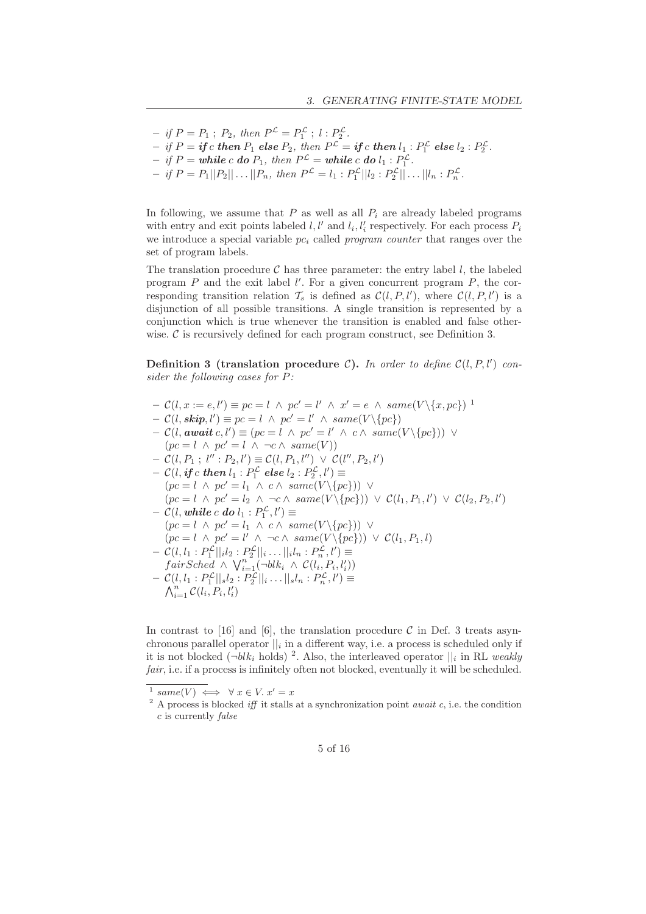- if $P = P_1 \; ; \; P_2$, then $P^{\mathcal{L}} = P_1^{\mathcal{L}} \; ; \; l : P_2^{\mathcal{L}}$.
- if $P = \textbf{\textit{if}}\; c \;\textbf{\textit{then}}\; P_1 \;\textbf{\textit{else}}\; P_2$, then $P^{\mathcal{L}} = \textbf{\textit{if}}\; c \;\textbf{\textit{then}}\; l_1 : P_1^{\mathcal{L}} \;\textbf{\textit{else}}\; l_2 : P_2^{\mathcal{L}}$.
- if $P = \textbf{\textit{while}}\; c \;\textbf{\textit{do}}\; P_1$, then $P^{\mathcal{L}} = \textbf{\textit{while}}\; c \;\textbf{\textit{do}}\; l_1 : P_1^{\mathcal{L}}$.
- if $P = P_1 || P_2 || \ldots || P_n$, then $P^{\mathcal{L}} = l_1 : P_1^{\mathcal{L}} || l_2 : P_2^{\mathcal{L}} || \ldots || l_n : P_n^{\mathcal{L}}$.

In following, we assume that $P$ as well as all $P_i$ are already labeled programs with entry and exit points labeled $l, l'$ and $l_i, l_i'$ respectively. For each process $P_i$ we introduce a special variable $pc_i$ called *program counter* that ranges over the set of program labels.

The translation procedure $\mathcal{C}$ has three parameter: the entry label $l$, the labeled program $P$ and the exit label $l'$. For a given concurrent program $P$, the corresponding transition relation $\mathcal{T}_s$ is defined as $\mathcal{C}(l, P, l')$, where $\mathcal{C}(l, P, l')$ is a disjunction of all possible transitions. A single transition is represented by a conjunction which is true whenever the transition is enabled and false otherwise. $\mathcal{C}$ is recursively defined for each program construct, see Definition 3.

**Definition 3 (translation procedure $\mathcal{C}$).** *In order to define $\mathcal{C}(l, P, l')$ consider the following cases for $P$:*

- $\mathcal{C}(l, x := e, l') \equiv pc = l \;\wedge\; pc' = l' \;\wedge\; x' = e \;\wedge\; same(V \backslash \{x, pc\})$ [1]
- $\mathcal{C}(l, \textbf{\textit{skip}}, l') \equiv pc = l \;\wedge\; pc' = l' \;\wedge\; same(V \backslash \{pc\})$
- $\mathcal{C}(l, \textbf{\textit{await}}\; c, l') \equiv (pc = l \;\wedge\; pc' = l' \;\wedge\; c \wedge\; same(V \backslash \{pc\})) \;\vee$
  $(pc = l \;\wedge\; pc' = l \;\wedge\; \neg c \wedge\; same(V))$
- $\mathcal{C}(l, P_1 \; ; \; l'' : P_2, l') \equiv \mathcal{C}(l, P_1, l'') \;\vee\; \mathcal{C}(l'', P_2, l')$
- $\mathcal{C}(l, \textbf{\textit{if}}\; c \;\textbf{\textit{then}}\; l_1 : P_1^{\mathcal{L}} \;\textbf{\textit{else}}\; l_2 : P_2^{\mathcal{L}}, l') \equiv$
  $(pc = l \;\wedge\; pc' = l_1 \;\wedge\; c \wedge\; same(V \backslash \{pc\})) \;\vee$
  $(pc = l \;\wedge\; pc' = l_2 \;\wedge\; \neg c \wedge\; same(V \backslash \{pc\})) \;\vee\; \mathcal{C}(l_1, P_1, l') \;\vee\; \mathcal{C}(l_2, P_2, l')$
- $\mathcal{C}(l, \textbf{\textit{while}}\; c \;\textbf{\textit{do}}\; l_1 : P_1^{\mathcal{L}}, l') \equiv$
  $(pc = l \;\wedge\; pc' = l_1 \;\wedge\; c \wedge\; same(V \backslash \{pc\})) \;\vee$
  $(pc = l \;\wedge\; pc' = l' \;\wedge\; \neg c \wedge\; same(V \backslash \{pc\})) \;\vee\; \mathcal{C}(l_1, P_1, l)$
- $\mathcal{C}(l, l_1 : P_1^{\mathcal{L}} ||_i l_2 : P_2^{\mathcal{L}} ||_i \ldots ||_i l_n : P_n^{\mathcal{L}}, l') \equiv$
  $fairSched \;\wedge\; \bigvee_{i=1}^{n} (\neg blk_i \;\wedge\; \mathcal{C}(l_i, P_i, l_i'))$
- $\mathcal{C}(l, l_1 : P_1^{\mathcal{L}} ||_s l_2 : P_2^{\mathcal{L}} ||_i \ldots ||_s l_n : P_n^{\mathcal{L}}, l') \equiv$
  $\bigwedge_{i=1}^{n} \mathcal{C}(l_i, P_i, l_i')$

In contrast to [16] and [6], the translation procedure $\mathcal{C}$ in Def. 3 treats asynchronous parallel operator $||_i$ in a different way, i.e. a process is scheduled only if it is not blocked ($\neg blk_i$ holds) [2]. Also, the interleaved operator $||_i$ in RL *weakly fair*, i.e. if a process is infinitely often not blocked, eventually it will be scheduled.

[1] $same(V) \iff \forall\, x \in V.\; x' = x$

[2] A process is blocked *iff* it stalls at a synchronization point *await c*, i.e. the condition $c$ is currently *false*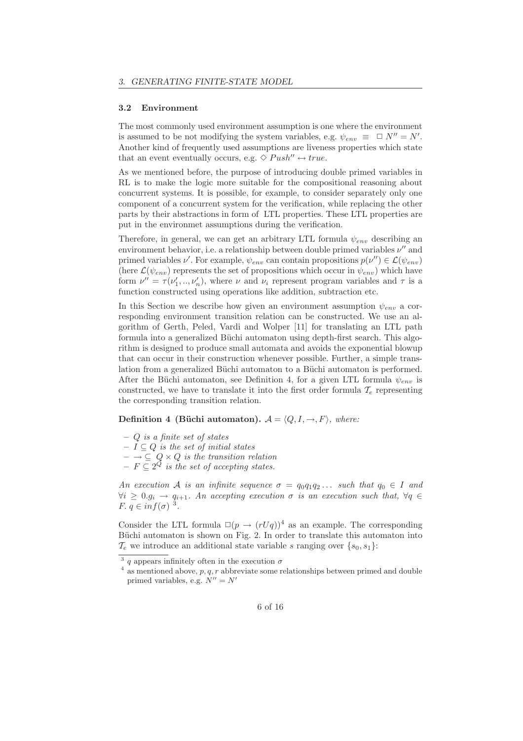### 3.2 Environment

The most commonly used environment assumption is one where the environment is assumed to be not modifying the system variables, e.g. $\psi_{env} \equiv \Box N'' = N'$. Another kind of frequently used assumptions are liveness properties which state that an event eventually occurs, e.g. $\Diamond Push'' \leftrightarrow true$.

As we mentioned before, the purpose of introducing double primed variables in RL is to make the logic more suitable for the compositional reasoning about concurrent systems. It is possible, for example, to consider separately only one component of a concurrent system for the verification, while replacing the other parts by their abstractions in form of LTL properties. These LTL properties are put in the environmet assumptions during the verification.

Therefore, in general, we can get an arbitrary LTL formula $\psi_{env}$ describing an environment behavior, i.e. a relationship between double primed variables $\nu''$ and primed variables $\nu'$. For example, $\psi_{env}$ can contain propositions $p(\nu'') \in \mathcal{L}(\psi_{env})$ (here $\mathcal{L}(\psi_{env})$ represents the set of propositions which occur in $\psi_{env}$) which have form $\nu'' = \tau(\nu'_1, .., \nu'_n)$, where $\nu$ and $\nu_i$ represent program variables and $\tau$ is a function constructed using operations like addition, subtraction etc.

In this Section we describe how given an environment assumption $\psi_{env}$ a corresponding environment transition relation can be constructed. We use an algorithm of Gerth, Peled, Vardi and Wolper [11] for translating an LTL path formula into a generalized Büchi automaton using depth-first search. This algorithm is designed to produce small automata and avoids the exponential blowup that can occur in their construction whenever possible. Further, a simple translation from a generalized Büchi automaton to a Büchi automaton is performed. After the Büchi automaton, see Definition 4, for a given LTL formula $\psi_{env}$ is constructed, we have to translate it into the first order formula $\mathcal{T}_e$ representing the corresponding transition relation.

**Definition 4 (Büchi automaton).** *$\mathcal{A} = \langle Q, I, \rightarrow, F\rangle$, where:*

- *$Q$ is a finite set of states*
- *$I \subseteq Q$ is the set of initial states*
- *$\rightarrow \subseteq Q \times Q$ is the transition relation*
- *$F \subseteq 2^Q$ is the set of accepting states.*

*An execution $\mathcal{A}$ is an infinite sequence $\sigma = q_0 q_1 q_2 \ldots$ such that $q_0 \in I$ and $\forall i \geq 0. g_i \rightarrow q_{i+1}$. An accepting execution $\sigma$ is an execution such that, $\forall q \in F.\ q \in inf(\sigma)$* [3].

Consider the LTL formula $\Box(p \rightarrow (rUq))$[4] as an example. The corresponding Büchi automaton is shown on Fig. 2. In order to translate this automaton into $\mathcal{T}_e$ we introduce an additional state variable $s$ ranging over $\{s_0, s_1\}$:

[3] $q$ appears infinitely often in the execution $\sigma$

[4] as mentioned above, $p, q, r$ abbreviate some relationships between primed and double primed variables, e.g. $N'' = N'$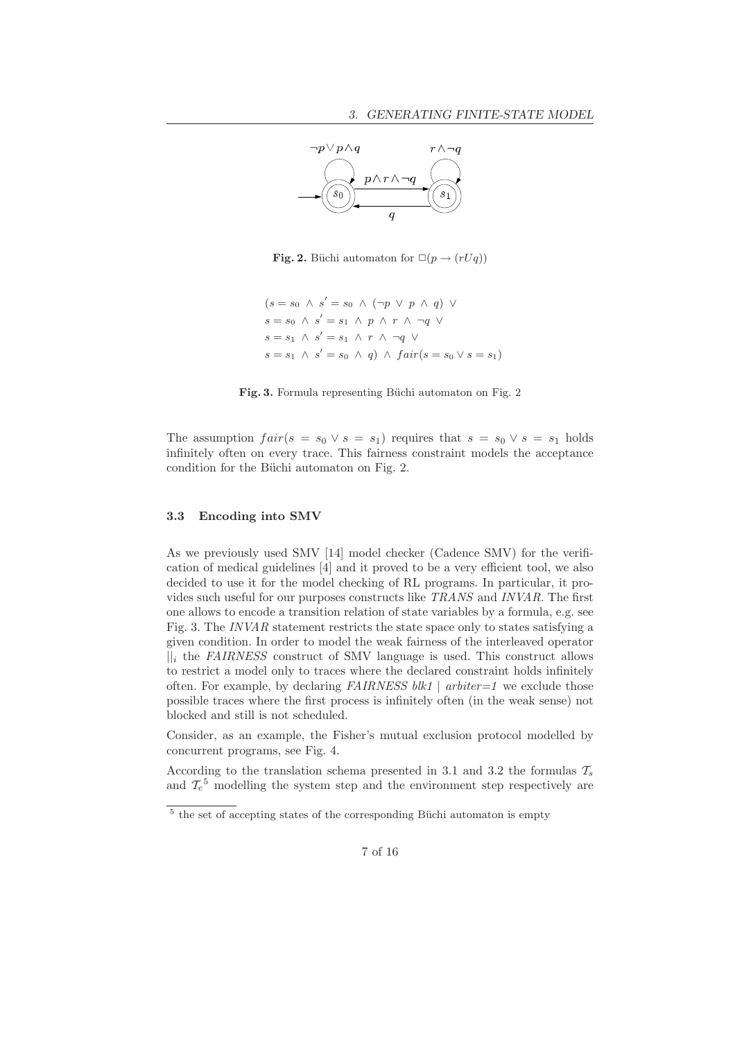**Fig. 2.** Büchi automaton for $\Box(p \to (rUq))$

$$
\begin{aligned}
&(s = s_0 \ \wedge \ s' = s_0 \ \wedge \ (\neg p \ \vee \ p \ \wedge \ q) \ \vee \\
&s = s_0 \ \wedge \ s' = s_1 \ \wedge \ p \ \wedge \ r \ \wedge \ \neg q \ \vee \\
&s = s_1 \ \wedge \ s' = s_1 \ \wedge \ r \ \wedge \ \neg q \ \vee \\
&s = s_1 \ \wedge \ s' = s_0 \ \wedge \ q) \ \wedge \ fair(s = s_0 \vee s = s_1)
\end{aligned}
$$

**Fig. 3.** Formula representing Büchi automaton on Fig. 2

The assumption $fair(s = s_0 \vee s = s_1)$ requires that $s = s_0 \vee s = s_1$ holds infinitely often on every trace. This fairness constraint models the acceptance condition for the Büchi automaton on Fig. 2.

### 3.3 Encoding into SMV

As we previously used SMV [14] model checker (Cadence SMV) for the verification of medical guidelines [4] and it proved to be a very efficient tool, we also decided to use it for the model checking of RL programs. In particular, it provides such useful for our purposes constructs like *TRANS* and *INVAR*. The first one allows to encode a transition relation of state variables by a formula, e.g. see Fig. 3. The *INVAR* statement restricts the state space only to states satisfying a given condition. In order to model the weak fairness of the interleaved operator $||_i$ the *FAIRNESS* construct of SMV language is used. This construct allows to restrict a model only to traces where the declared constraint holds infinitely often. For example, by declaring *FAIRNESS blk1 | arbiter=1* we exclude those possible traces where the first process is infinitely often (in the weak sense) not blocked and still is not scheduled.

Consider, as an example, the Fisher's mutual exclusion protocol modelled by concurrent programs, see Fig. 4.

According to the translation schema presented in 3.1 and 3.2 the formulas $\mathcal{T}_s$ and $\mathcal{T}_e$[5] modelling the system step and the environment step respectively are

[5] the set of accepting states of the corresponding Büchi automaton is empty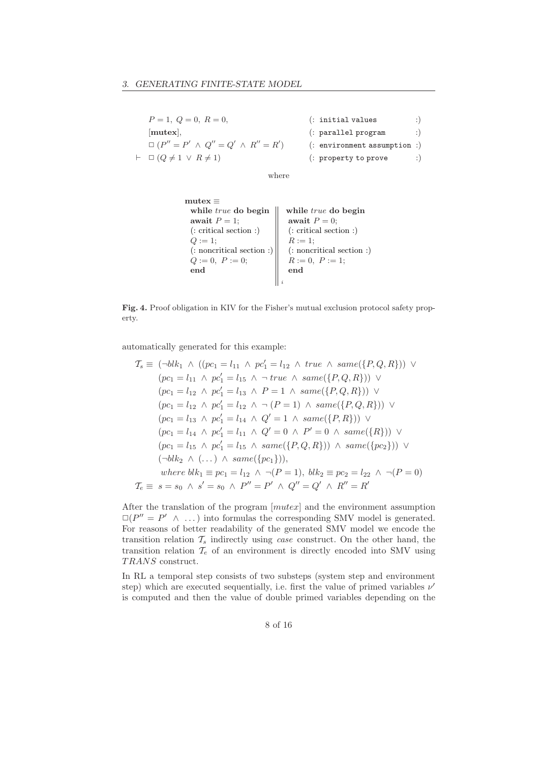$$
\begin{array}{lll}
& P = 1,\ Q = 0,\ R = 0, & \text{(: initial values :)} \\
& [\mathbf{mutex}], & \text{(: parallel program :)} \\
& \Box\,(P'' = P' \ \wedge\ Q'' = Q' \ \wedge\ R'' = R') & \text{(: environment assumption :)} \\
\vdash & \Box\,(Q \neq 1 \ \vee\ R \neq 1) & \text{(: property to prove :)}
\end{array}
$$

where

```
mutex ≡
 while true do begin          ||   while true do begin
 await P = 1;                 ||   await P = 0;
 (: critical section :)       ||   (: critical section :)
 Q := 1;                      ||   R := 1;
 (: noncritical section :)    ||   (: noncritical section :)
 Q := 0, P := 0;              ||   R := 0, P := 1;
 end                          ||   end
                              ||_i
```

**Fig. 4.** Proof obligation in KIV for the Fisher's mutual exclusion protocol safety property.

automatically generated for this example:

$$
\begin{aligned}
\mathcal{T}_s \equiv\ & (\neg blk_1 \ \wedge\ ((pc_1 = l_{11} \ \wedge\ pc_1' = l_{12} \ \wedge\ true \ \wedge\ same(\{P, Q, R\})) \ \vee \\
& (pc_1 = l_{11} \ \wedge\ pc_1' = l_{15} \ \wedge\ \neg\, true \ \wedge\ same(\{P, Q, R\})) \ \vee \\
& (pc_1 = l_{12} \ \wedge\ pc_1' = l_{13} \ \wedge\ P = 1 \ \wedge\ same(\{P, Q, R\})) \ \vee \\
& (pc_1 = l_{12} \ \wedge\ pc_1' = l_{12} \ \wedge\ \neg\,(P = 1) \ \wedge\ same(\{P, Q, R\})) \ \vee \\
& (pc_1 = l_{13} \ \wedge\ pc_1' = l_{14} \ \wedge\ Q' = 1 \ \wedge\ same(\{P, R\})) \ \vee \\
& (pc_1 = l_{14} \ \wedge\ pc_1' = l_{11} \ \wedge\ Q' = 0 \ \wedge\ P' = 0 \ \wedge\ same(\{R\})) \ \vee \\
& (pc_1 = l_{15} \ \wedge\ pc_1' = l_{15} \ \wedge\ same(\{P, Q, R\})) \ \wedge\ same(\{pc_2\})) \ \vee \\
& (\neg blk_2 \ \wedge\ (\dots) \ \wedge\ same(\{pc_1\})), \\
& \quad where\ blk_1 \equiv pc_1 = l_{12} \ \wedge\ \neg(P = 1),\ blk_2 \equiv pc_2 = l_{22} \ \wedge\ \neg(P = 0) \\
\mathcal{T}_e \equiv\ & s = s_0 \ \wedge\ s' = s_0 \ \wedge\ P'' = P' \ \wedge\ Q'' = Q' \ \wedge\ R'' = R'
\end{aligned}
$$

After the translation of the program $[mutex]$ and the environment assumption $\Box(P'' = P' \ \wedge\ \dots)$ into formulas the corresponding SMV model is generated. For reasons of better readability of the generated SMV model we encode the transition relation $\mathcal{T}_s$ indirectly using *case* construct. On the other hand, the transition relation $\mathcal{T}_e$ of an environment is directly encoded into SMV using *TRANS* construct.

In RL a temporal step consists of two substeps (system step and environment step) which are executed sequentially, i.e. first the value of primed variables $\nu'$ is computed and then the value of double primed variables depending on the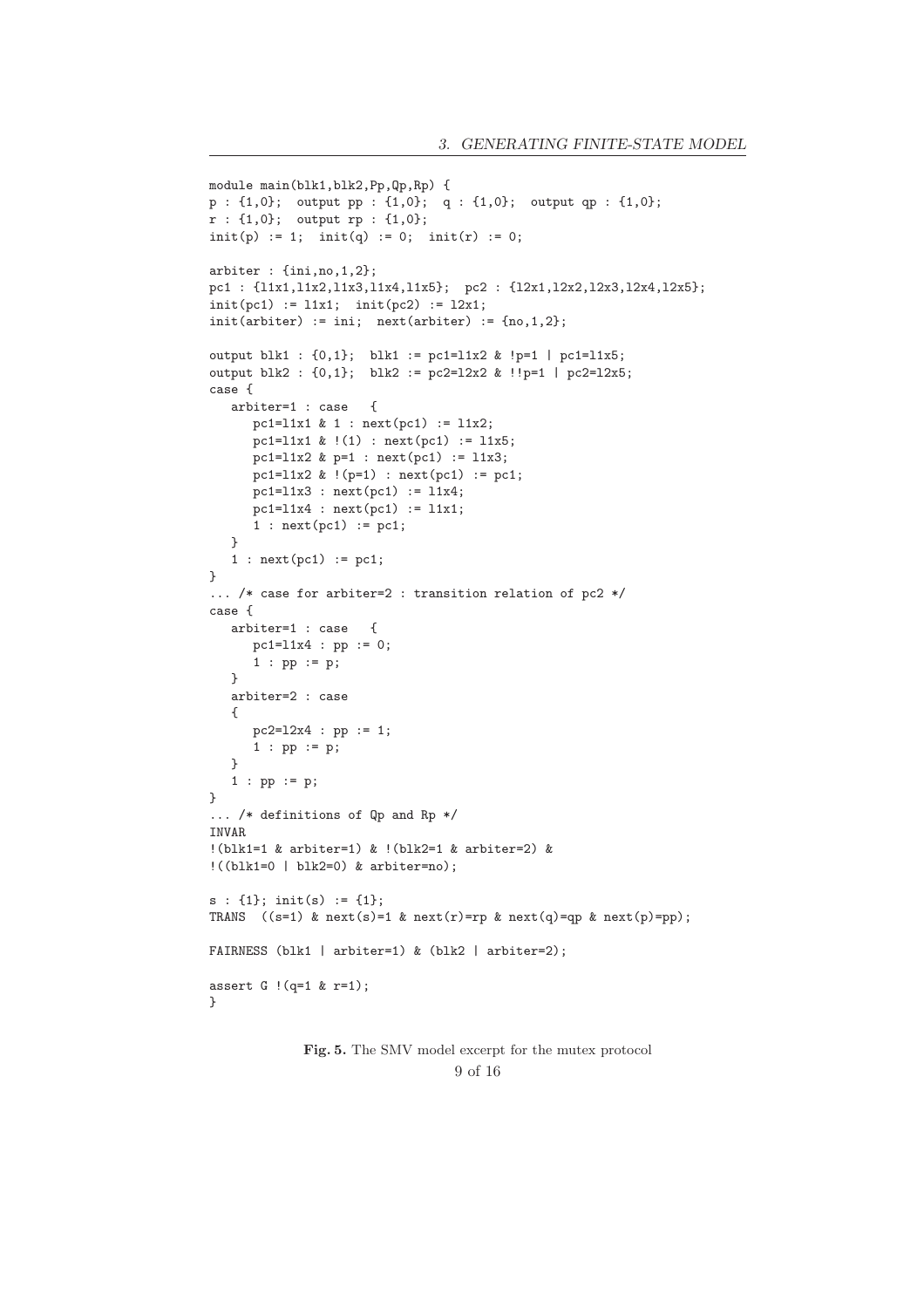```
module main(blk1,blk2,Pp,Qp,Rp) {
p : {1,0};  output pp : {1,0};  q : {1,0};  output qp : {1,0};
r : {1,0};  output rp : {1,0};
init(p) := 1;  init(q) := 0;  init(r) := 0;

arbiter : {ini,no,1,2};
pc1 : {l1x1,l1x2,l1x3,l1x4,l1x5};  pc2 : {l2x1,l2x2,l2x3,l2x4,l2x5};
init(pc1) := l1x1;  init(pc2) := l2x1;
init(arbiter) := ini;  next(arbiter) := {no,1,2};

output blk1 : {0,1};  blk1 := pc1=l1x2 & !p=1 | pc1=l1x5;
output blk2 : {0,1};  blk2 := pc2=l2x2 & !!p=1 | pc2=l2x5;
case {
   arbiter=1 : case   {
      pc1=l1x1 & 1 : next(pc1) := l1x2;
      pc1=l1x1 & !(1) : next(pc1) := l1x5;
      pc1=l1x2 & p=1 : next(pc1) := l1x3;
      pc1=l1x2 & !(p=1) : next(pc1) := pc1;
      pc1=l1x3 : next(pc1) := l1x4;
      pc1=l1x4 : next(pc1) := l1x1;
      1 : next(pc1) := pc1;
   }
   1 : next(pc1) := pc1;
}
... /* case for arbiter=2 : transition relation of pc2 */
case {
   arbiter=1 : case   {
      pc1=l1x4 : pp := 0;
      1 : pp := p;
   }
   arbiter=2 : case
   {
      pc2=l2x4 : pp := 1;
      1 : pp := p;
   }
   1 : pp := p;
}
... /* definitions of Qp and Rp */
INVAR
!(blk1=1 & arbiter=1) & !(blk2=1 & arbiter=2) &
!((blk1=0 | blk2=0) & arbiter=no);

s : {1}; init(s) := {1};
TRANS  ((s=1) & next(s)=1 & next(r)=rp & next(q)=qp & next(p)=pp);

FAIRNESS (blk1 | arbiter=1) & (blk2 | arbiter=2);

assert G !(q=1 & r=1);
}
```

**Fig. 5.** The SMV model excerpt for the mutex protocol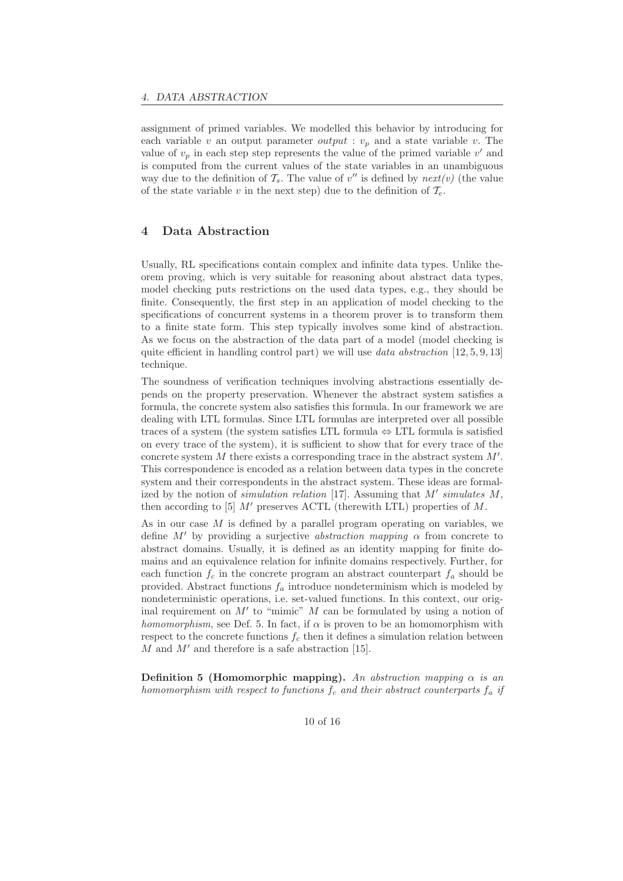assignment of primed variables. We modelled this behavior by introducing for each variable $v$ an output parameter *output* : $v_p$ and a state variable $v$. The value of $v_p$ in each step step represents the value of the primed variable $v'$ and is computed from the current values of the state variables in an unambiguous way due to the definition of $\mathcal{T}_s$. The value of $v''$ is defined by *next(v)* (the value of the state variable $v$ in the next step) due to the definition of $\mathcal{T}_e$.

## 4 Data Abstraction

Usually, RL specifications contain complex and infinite data types. Unlike theorem proving, which is very suitable for reasoning about abstract data types, model checking puts restrictions on the used data types, e.g., they should be finite. Consequently, the first step in an application of model checking to the specifications of concurrent systems in a theorem prover is to transform them to a finite state form. This step typically involves some kind of abstraction. As we focus on the abstraction of the data part of a model (model checking is quite efficient in handling control part) we will use *data abstraction* [12, 5, 9, 13] technique.

The soundness of verification techniques involving abstractions essentially depends on the property preservation. Whenever the abstract system satisfies a formula, the concrete system also satisfies this formula. In our framework we are dealing with LTL formulas. Since LTL formulas are interpreted over all possible traces of a system (the system satisfies LTL formula $\Leftrightarrow$ LTL formula is satisfied on every trace of the system), it is sufficient to show that for every trace of the concrete system $M$ there exists a corresponding trace in the abstract system $M'$. This correspondence is encoded as a relation between data types in the concrete system and their correspondents in the abstract system. These ideas are formalized by the notion of *simulation relation* [17]. Assuming that $M'$ *simulates* $M$, then according to [5] $M'$ preserves ACTL (therewith LTL) properties of $M$.

As in our case $M$ is defined by a parallel program operating on variables, we define $M'$ by providing a surjective *abstraction mapping* $\alpha$ from concrete to abstract domains. Usually, it is defined as an identity mapping for finite domains and an equivalence relation for infinite domains respectively. Further, for each function $f_c$ in the concrete program an abstract counterpart $f_a$ should be provided. Abstract functions $f_a$ introduce nondeterminism which is modeled by nondeterministic operations, i.e. set-valued functions. In this context, our original requirement on $M'$ to "mimic" $M$ can be formulated by using a notion of *homomorphism*, see Def. 5. In fact, if $\alpha$ is proven to be an homomorphism with respect to the concrete functions $f_c$ then it defines a simulation relation between $M$ and $M'$ and therefore is a safe abstraction [15].

**Definition 5 (Homomorphic mapping).** *An abstraction mapping $\alpha$ is an homomorphism with respect to functions $f_c$ and their abstract counterparts $f_a$ if*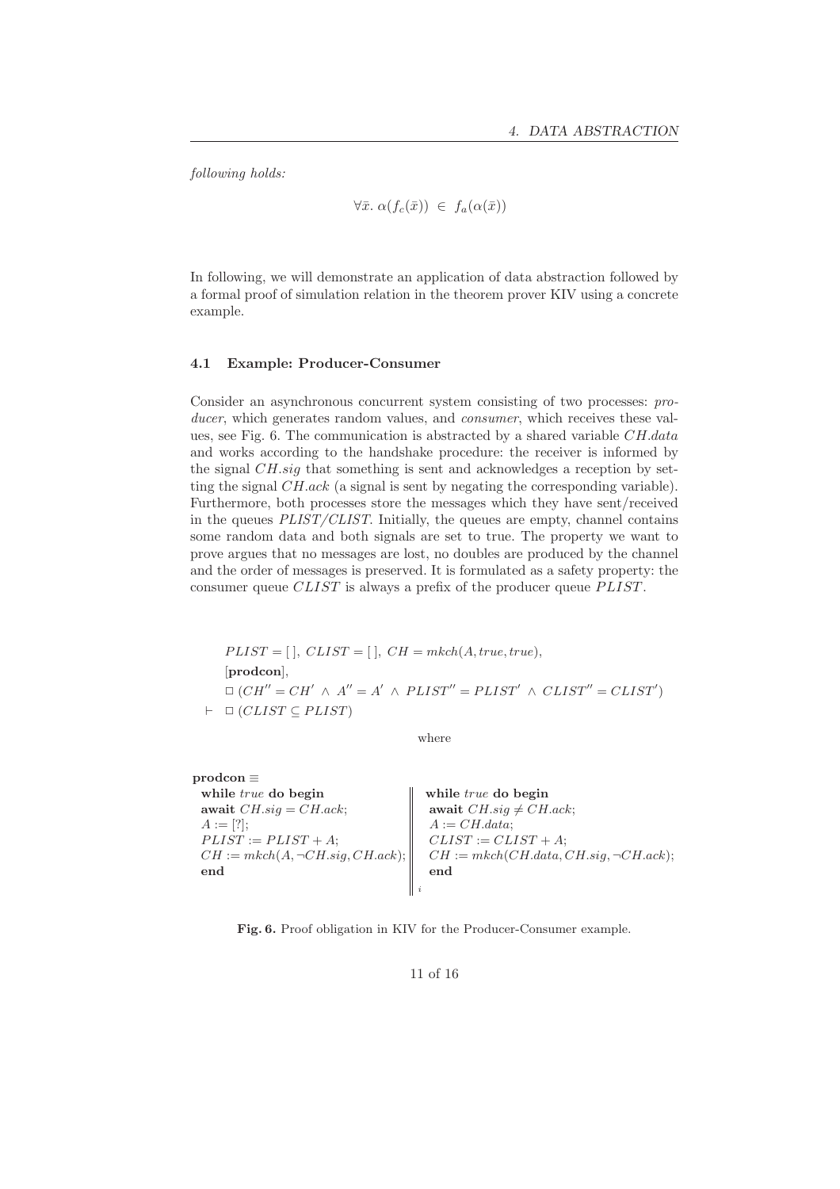*following holds:*

$$\forall \bar{x}.\ \alpha(f_c(\bar{x})) \ \in \ f_a(\alpha(\bar{x}))$$

In following, we will demonstrate an application of data abstraction followed by a formal proof of simulation relation in the theorem prover KIV using a concrete example.

### 4.1 Example: Producer-Consumer

Consider an asynchronous concurrent system consisting of two processes: *producer*, which generates random values, and *consumer*, which receives these values, see Fig. 6. The communication is abstracted by a shared variable $CH.data$ and works according to the handshake procedure: the receiver is informed by the signal $CH.sig$ that something is sent and acknowledges a reception by setting the signal $CH.ack$ (a signal is sent by negating the corresponding variable). Furthermore, both processes store the messages which they have sent/received in the queues *PLIST/CLIST*. Initially, the queues are empty, channel contains some random data and both signals are set to true. The property we want to prove argues that no messages are lost, no doubles are produced by the channel and the order of messages is preserved. It is formulated as a safety property: the consumer queue $CLIST$ is always a prefix of the producer queue $PLIST$.

$$\begin{array}{ll} & PLIST = [\,],\ CLIST = [\,],\ CH = mkch(A, true, true), \\ & [\mathbf{prodcon}], \\ & \Box\,(CH'' = CH' \,\wedge\, A'' = A' \,\wedge\, PLIST'' = PLIST' \,\wedge\, CLIST'' = CLIST') \\ \vdash & \Box\,(CLIST \subseteq PLIST) \end{array}$$

where

**prodcon** ≡

| | | |
|---|---|---|
| **while** *true* **do begin** | ‖ | **while** *true* **do begin** |
| **await** $CH.sig = CH.ack$; | ‖ | **await** $CH.sig \neq CH.ack$; |
| $A := [?]$; | ‖ | $A := CH.data$; |
| $PLIST := PLIST + A$; | ‖ | $CLIST := CLIST + A$; |
| $CH := mkch(A, \neg CH.sig, CH.ack)$; | ‖ | $CH := mkch(CH.data, CH.sig, \neg CH.ack)$; |
| **end** | $\|_i$ | **end** |

**Fig. 6.** Proof obligation in KIV for the Producer-Consumer example.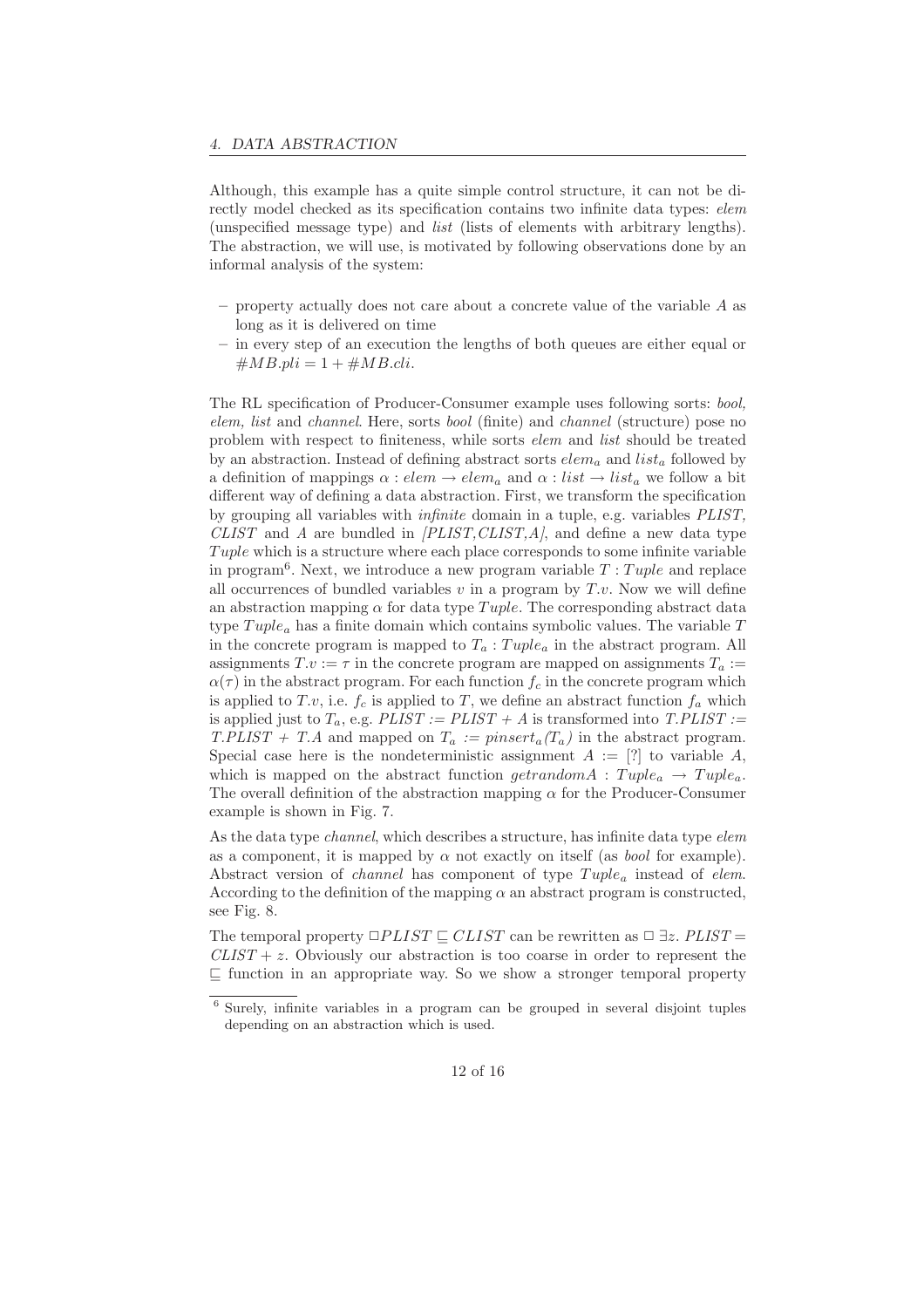Although, this example has a quite simple control structure, it can not be directly model checked as its specification contains two infinite data types: *elem* (unspecified message type) and *list* (lists of elements with arbitrary lengths). The abstraction, we will use, is motivated by following observations done by an informal analysis of the system:

- property actually does not care about a concrete value of the variable $A$ as long as it is delivered on time
- in every step of an execution the lengths of both queues are either equal or $\#MB.pli = 1 + \#MB.cli$.

The RL specification of Producer-Consumer example uses following sorts: *bool, elem, list* and *channel*. Here, sorts *bool* (finite) and *channel* (structure) pose no problem with respect to finiteness, while sorts *elem* and *list* should be treated by an abstraction. Instead of defining abstract sorts $elem_a$ and $list_a$ followed by a definition of mappings $\alpha : elem \to elem_a$ and $\alpha : list \to list_a$ we follow a bit different way of defining a data abstraction. First, we transform the specification by grouping all variables with *infinite* domain in a tuple, e.g. variables *PLIST, CLIST* and $A$ are bundled in *[PLIST,CLIST,A]*, and define a new data type $Tuple$ which is a structure where each place corresponds to some infinite variable in program[6]. Next, we introduce a new program variable $T : Tuple$ and replace all occurrences of bundled variables $v$ in a program by $T.v$. Now we will define an abstraction mapping $\alpha$ for data type $Tuple$. The corresponding abstract data type $Tuple_a$ has a finite domain which contains symbolic values. The variable $T$ in the concrete program is mapped to $T_a : Tuple_a$ in the abstract program. All assignments $T.v := \tau$ in the concrete program are mapped on assignments $T_a := \alpha(\tau)$ in the abstract program. For each function $f_c$ in the concrete program which is applied to $T.v$, i.e. $f_c$ is applied to $T$, we define an abstract function $f_a$ which is applied just to $T_a$, e.g. $PLIST := PLIST + A$ is transformed into $T.PLIST := T.PLIST + T.A$ and mapped on $T_a := pinsert_a(T_a)$ in the abstract program. Special case here is the nondeterministic assignment $A := [?]$ to variable $A$, which is mapped on the abstract function $getrandomA : Tuple_a \to Tuple_a$. The overall definition of the abstraction mapping $\alpha$ for the Producer-Consumer example is shown in Fig. 7.

As the data type *channel*, which describes a structure, has infinite data type *elem* as a component, it is mapped by $\alpha$ not exactly on itself (as *bool* for example). Abstract version of *channel* has component of type $Tuple_a$ instead of *elem*. According to the definition of the mapping $\alpha$ an abstract program is constructed, see Fig. 8.

The temporal property $\Box PLIST \sqsubseteq CLIST$ can be rewritten as $\Box\, \exists z.\ PLIST = CLIST + z$. Obviously our abstraction is too coarse in order to represent the $\sqsubseteq$ function in an appropriate way. So we show a stronger temporal property

[6] Surely, infinite variables in a program can be grouped in several disjoint tuples depending on an abstraction which is used.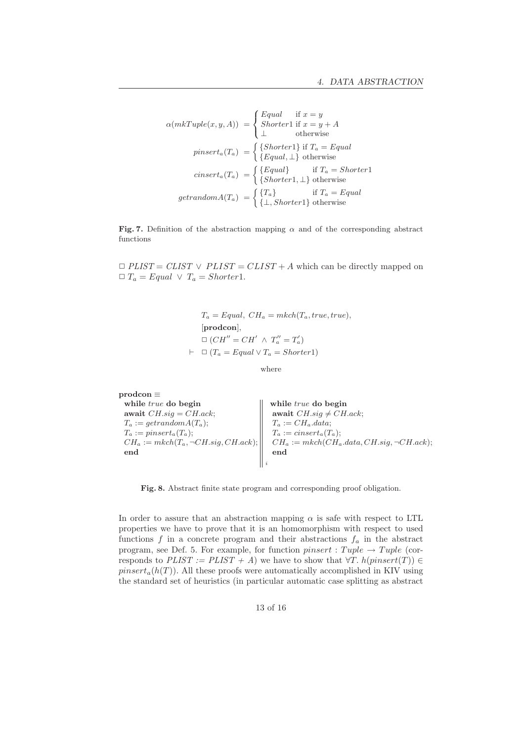$$
\begin{aligned}
\alpha(mkTuple(x, y, A)) &= \begin{cases} Equal & \text{if } x = y \\ Shorter1 & \text{if } x = y + A \\ \bot & \text{otherwise} \end{cases} \\
pinsert_a(T_a) &= \begin{cases} \{Shorter1\} & \text{if } T_a = Equal \\ \{Equal, \bot\} & \text{otherwise} \end{cases} \\
cinsert_a(T_a) &= \begin{cases} \{Equal\} & \text{if } T_a = Shorter1 \\ \{Shorter1, \bot\} & \text{otherwise} \end{cases} \\
getrandomA(T_a) &= \begin{cases} \{T_a\} & \text{if } T_a = Equal \\ \{\bot, Shorter1\} & \text{otherwise} \end{cases}
\end{aligned}
$$

**Fig. 7.** Definition of the abstraction mapping $\alpha$ and of the corresponding abstract functions

$\Box\ PLIST = CLIST \lor PLIST = CLIST + A$ which can be directly mapped on $\Box\ T_a = Equal \lor T_a = Shorter1$.

$$
\begin{aligned}
& T_a = Equal,\ CH_a = mkch(T_a, true, true), \\
& [\textbf{prodcon}], \\
& \Box\ (CH'' = CH' \land T_a'' = T_a') \\
\vdash\ & \Box\ (T_a = Equal \lor T_a = Shorter1)
\end{aligned}
$$

where

```
prodcon ≡
 while true do begin                       ||   while true do begin
 await CH.sig = CH.ack;                    ||   await CH.sig ≠ CH.ack;
 T_a := getrandomA(T_a);                   ||   T_a := CH_a.data;
 T_a := pinsert_a(T_a);                    ||   T_a := cinsert_a(T_a);
 CH_a := mkch(T_a, ¬CH.sig, CH.ack);       ||   CH_a := mkch(CH_a.data, CH.sig, ¬CH.ack);
 end                                       ||   end
                                           ||_i
```

**Fig. 8.** Abstract finite state program and corresponding proof obligation.

In order to assure that an abstraction mapping $\alpha$ is safe with respect to LTL properties we have to prove that it is an homomorphism with respect to used functions $f$ in a concrete program and their abstractions $f_a$ in the abstract program, see Def. 5. For example, for function $pinsert : Tuple \to Tuple$ (corresponds to $PLIST := PLIST + A$) we have to show that $\forall T.\ h(pinsert(T)) \in pinsert_a(h(T))$. All these proofs were automatically accomplished in KIV using the standard set of heuristics (in particular automatic case splitting as abstract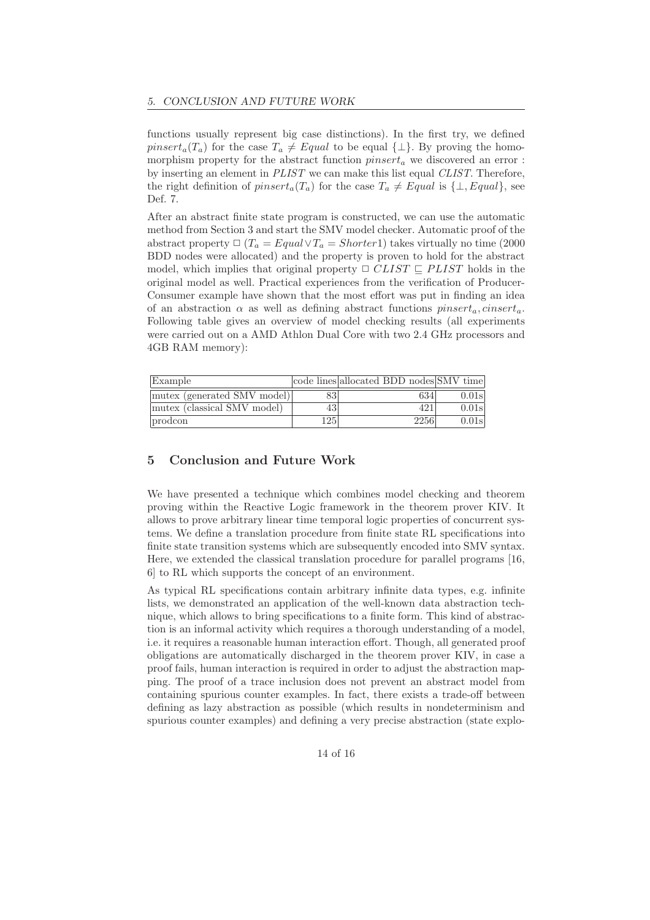functions usually represent big case distinctions). In the first try, we defined $pinsert_a(T_a)$ for the case $T_a \neq Equal$ to be equal $\{\bot\}$. By proving the homomorphism property for the abstract function $pinsert_a$ we discovered an error : by inserting an element in *PLIST* we can make this list equal *CLIST*. Therefore, the right definition of $pinsert_a(T_a)$ for the case $T_a \neq Equal$ is $\{\bot, Equal\}$, see Def. 7.

After an abstract finite state program is constructed, we can use the automatic method from Section 3 and start the SMV model checker. Automatic proof of the abstract property $\Box\ (T_a = Equal \vee T_a = Shorter1)$ takes virtually no time (2000 BDD nodes were allocated) and the property is proven to hold for the abstract model, which implies that original property $\Box\ CLIST \sqsubseteq PLIST$ holds in the original model as well. Practical experiences from the verification of Producer-Consumer example have shown that the most effort was put in finding an idea of an abstraction $\alpha$ as well as defining abstract functions $pinsert_a, cinsert_a$. Following table gives an overview of model checking results (all experiments were carried out on a AMD Athlon Dual Core with two 2.4 GHz processors and 4GB RAM memory):

| Example | code lines | allocated BDD nodes | SMV time |
|---|---|---|---|
| mutex (generated SMV model) | 83 | 634 | 0.01s |
| mutex (classical SMV model) | 43 | 421 | 0.01s |
| prodcon | 125 | 2256 | 0.01s |

## 5 Conclusion and Future Work

We have presented a technique which combines model checking and theorem proving within the Reactive Logic framework in the theorem prover KIV. It allows to prove arbitrary linear time temporal logic properties of concurrent systems. We define a translation procedure from finite state RL specifications into finite state transition systems which are subsequently encoded into SMV syntax. Here, we extended the classical translation procedure for parallel programs [16, 6] to RL which supports the concept of an environment.

As typical RL specifications contain arbitrary infinite data types, e.g. infinite lists, we demonstrated an application of the well-known data abstraction technique, which allows to bring specifications to a finite form. This kind of abstraction is an informal activity which requires a thorough understanding of a model, i.e. it requires a reasonable human interaction effort. Though, all generated proof obligations are automatically discharged in the theorem prover KIV, in case a proof fails, human interaction is required in order to adjust the abstraction mapping. The proof of a trace inclusion does not prevent an abstract model from containing spurious counter examples. In fact, there exists a trade-off between defining as lazy abstraction as possible (which results in nondeterminism and spurious counter examples) and defining a very precise abstraction (state explo-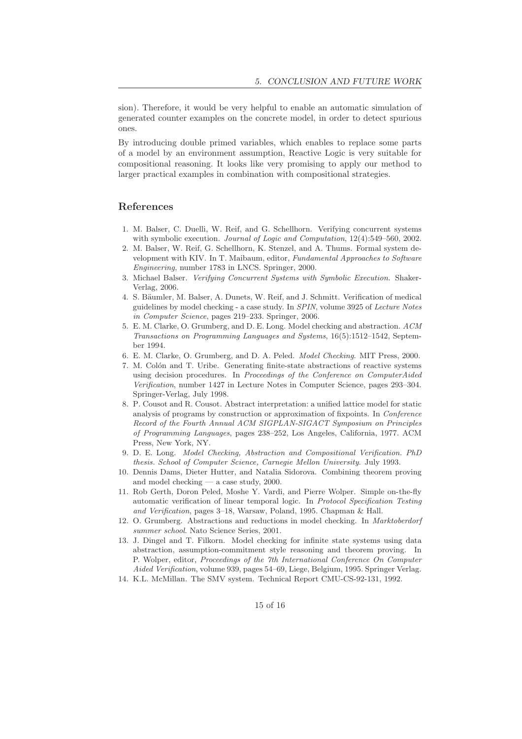sion). Therefore, it would be very helpful to enable an automatic simulation of generated counter examples on the concrete model, in order to detect spurious ones.

By introducing double primed variables, which enables to replace some parts of a model by an environment assumption, Reactive Logic is very suitable for compositional reasoning. It looks like very promising to apply our method to larger practical examples in combination with compositional strategies.

## References

1. M. Balser, C. Duelli, W. Reif, and G. Schellhorn. Verifying concurrent systems with symbolic execution. *Journal of Logic and Computation*, 12(4):549–560, 2002.
2. M. Balser, W. Reif, G. Schellhorn, K. Stenzel, and A. Thums. Formal system development with KIV. In T. Maibaum, editor, *Fundamental Approaches to Software Engineering*, number 1783 in LNCS. Springer, 2000.
3. Michael Balser. *Verifying Concurrent Systems with Symbolic Execution*. Shaker-Verlag, 2006.
4. S. Bäumler, M. Balser, A. Dunets, W. Reif, and J. Schmitt. Verification of medical guidelines by model checking - a case study. In *SPIN*, volume 3925 of *Lecture Notes in Computer Science*, pages 219–233. Springer, 2006.
5. E. M. Clarke, O. Grumberg, and D. E. Long. Model checking and abstraction. *ACM Transactions on Programming Languages and Systems*, 16(5):1512–1542, September 1994.
6. E. M. Clarke, O. Grumberg, and D. A. Peled. *Model Checking*. MIT Press, 2000.
7. M. Colón and T. Uribe. Generating finite-state abstractions of reactive systems using decision procedures. In *Proceedings of the Conference on ComputerAided Verification*, number 1427 in Lecture Notes in Computer Science, pages 293–304. Springer-Verlag, July 1998.
8. P. Cousot and R. Cousot. Abstract interpretation: a unified lattice model for static analysis of programs by construction or approximation of fixpoints. In *Conference Record of the Fourth Annual ACM SIGPLAN-SIGACT Symposium on Principles of Programming Languages*, pages 238–252, Los Angeles, California, 1977. ACM Press, New York, NY.
9. D. E. Long. *Model Checking, Abstraction and Compositional Verification. PhD thesis. School of Computer Science, Carnegie Mellon University*. July 1993.
10. Dennis Dams, Dieter Hutter, and Natalia Sidorova. Combining theorem proving and model checking — a case study, 2000.
11. Rob Gerth, Doron Peled, Moshe Y. Vardi, and Pierre Wolper. Simple on-the-fly automatic verification of linear temporal logic. In *Protocol Specification Testing and Verification*, pages 3–18, Warsaw, Poland, 1995. Chapman & Hall.
12. O. Grumberg. Abstractions and reductions in model checking. In *Marktoberdorf summer school*. Nato Science Series, 2001.
13. J. Dingel and T. Filkorn. Model checking for infinite state systems using data abstraction, assumption-commitment style reasoning and theorem proving. In P. Wolper, editor, *Proceedings of the 7th International Conference On Computer Aided Verification*, volume 939, pages 54–69, Liege, Belgium, 1995. Springer Verlag.
14. K.L. McMillan. The SMV system. Technical Report CMU-CS-92-131, 1992.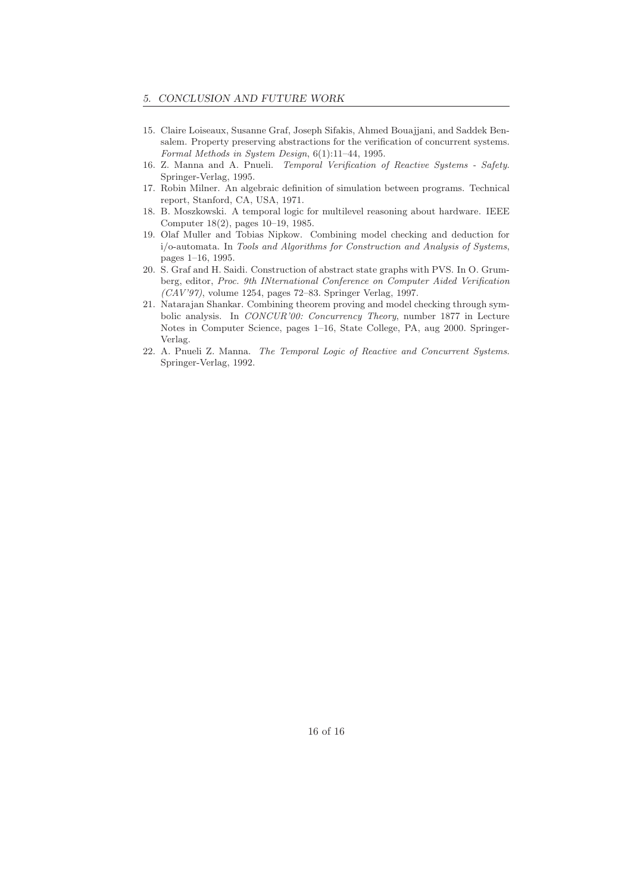15. Claire Loiseaux, Susanne Graf, Joseph Sifakis, Ahmed Bouajjani, and Saddek Bensalem. Property preserving abstractions for the verification of concurrent systems. *Formal Methods in System Design*, 6(1):11–44, 1995.
16. Z. Manna and A. Pnueli. *Temporal Verification of Reactive Systems - Safety*. Springer-Verlag, 1995.
17. Robin Milner. An algebraic definition of simulation between programs. Technical report, Stanford, CA, USA, 1971.
18. B. Moszkowski. A temporal logic for multilevel reasoning about hardware. IEEE Computer 18(2), pages 10–19, 1985.
19. Olaf Muller and Tobias Nipkow. Combining model checking and deduction for i/o-automata. In *Tools and Algorithms for Construction and Analysis of Systems*, pages 1–16, 1995.
20. S. Graf and H. Saidi. Construction of abstract state graphs with PVS. In O. Grumberg, editor, *Proc. 9th INternational Conference on Computer Aided Verification (CAV'97)*, volume 1254, pages 72–83. Springer Verlag, 1997.
21. Natarajan Shankar. Combining theorem proving and model checking through symbolic analysis. In *CONCUR'00: Concurrency Theory*, number 1877 in Lecture Notes in Computer Science, pages 1–16, State College, PA, aug 2000. Springer-Verlag.
22. A. Pnueli Z. Manna. *The Temporal Logic of Reactive and Concurrent Systems*. Springer-Verlag, 1992.